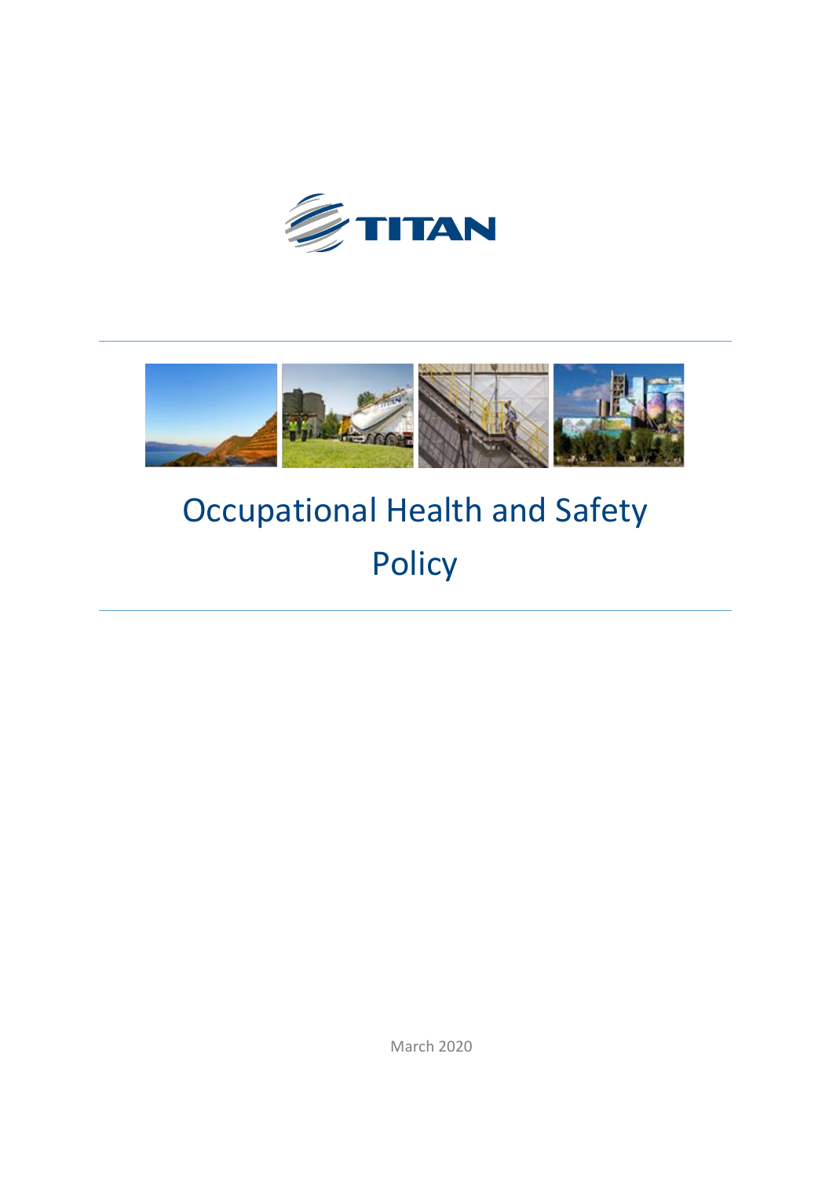TITAN

# Occupational Health and Safety Policy

March 2020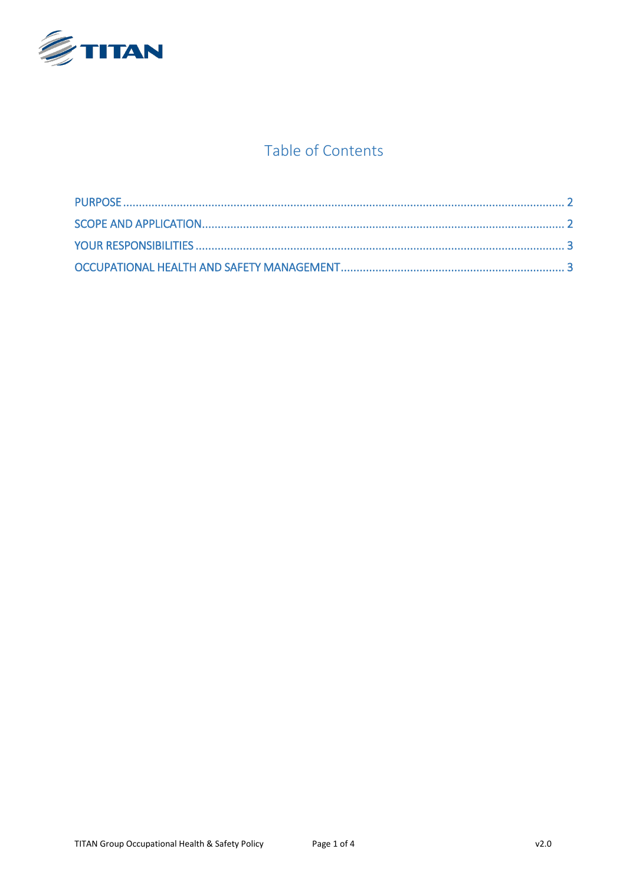## Table of Contents

- PURPOSE ..... 2
- SCOPE AND APPLICATION ..... 2
- YOUR RESPONSIBILITIES ..... 3
- OCCUPATIONAL HEALTH AND SAFETY MANAGEMENT ..... 3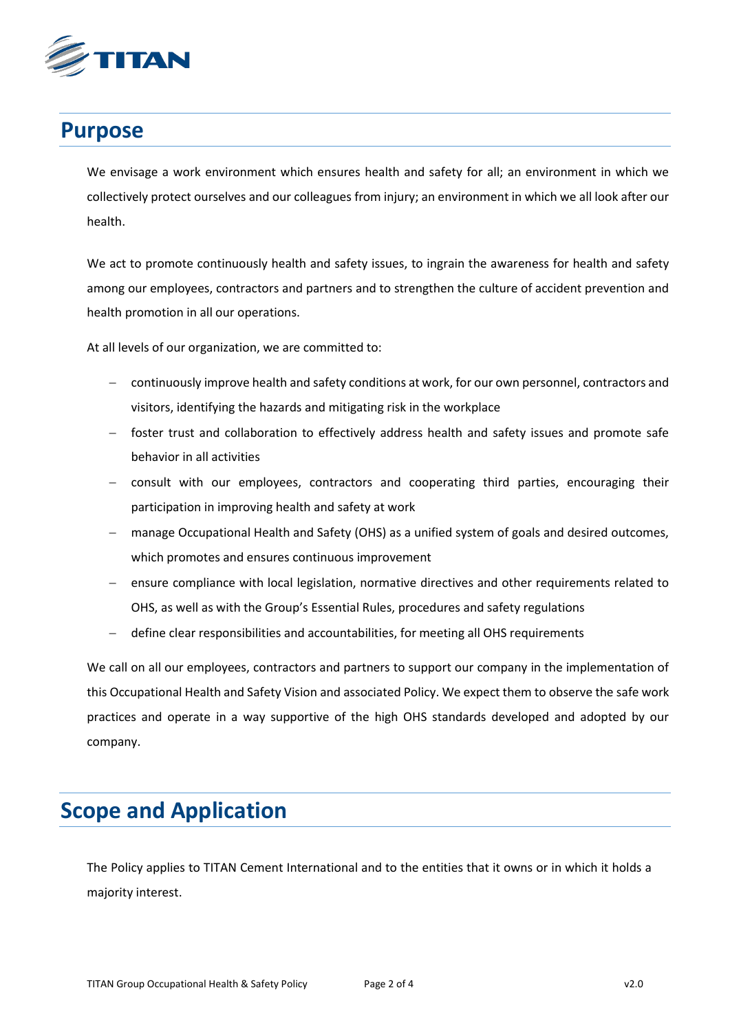# Purpose

We envisage a work environment which ensures health and safety for all; an environment in which we collectively protect ourselves and our colleagues from injury; an environment in which we all look after our health.

We act to promote continuously health and safety issues, to ingrain the awareness for health and safety among our employees, contractors and partners and to strengthen the culture of accident prevention and health promotion in all our operations.

At all levels of our organization, we are committed to:

- continuously improve health and safety conditions at work, for our own personnel, contractors and visitors, identifying the hazards and mitigating risk in the workplace
- foster trust and collaboration to effectively address health and safety issues and promote safe behavior in all activities
- consult with our employees, contractors and cooperating third parties, encouraging their participation in improving health and safety at work
- manage Occupational Health and Safety (OHS) as a unified system of goals and desired outcomes, which promotes and ensures continuous improvement
- ensure compliance with local legislation, normative directives and other requirements related to OHS, as well as with the Group's Essential Rules, procedures and safety regulations
- define clear responsibilities and accountabilities, for meeting all OHS requirements

We call on all our employees, contractors and partners to support our company in the implementation of this Occupational Health and Safety Vision and associated Policy. We expect them to observe the safe work practices and operate in a way supportive of the high OHS standards developed and adopted by our company.

# Scope and Application

The Policy applies to TITAN Cement International and to the entities that it owns or in which it holds a majority interest.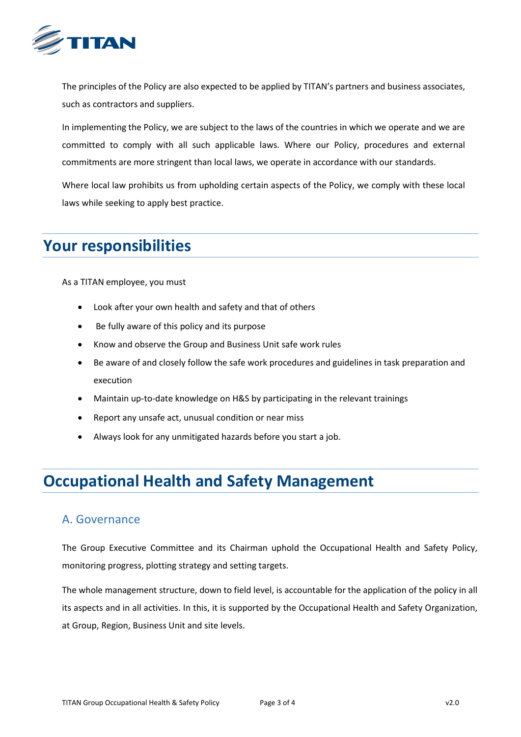The principles of the Policy are also expected to be applied by TITAN's partners and business associates, such as contractors and suppliers.

In implementing the Policy, we are subject to the laws of the countries in which we operate and we are committed to comply with all such applicable laws. Where our Policy, procedures and external commitments are more stringent than local laws, we operate in accordance with our standards.

Where local law prohibits us from upholding certain aspects of the Policy, we comply with these local laws while seeking to apply best practice.

# Your responsibilities

As a TITAN employee, you must

- Look after your own health and safety and that of others
- Be fully aware of this policy and its purpose
- Know and observe the Group and Business Unit safe work rules
- Be aware of and closely follow the safe work procedures and guidelines in task preparation and execution
- Maintain up-to-date knowledge on H&S by participating in the relevant trainings
- Report any unsafe act, unusual condition or near miss
- Always look for any unmitigated hazards before you start a job.

# Occupational Health and Safety Management

## A. Governance

The Group Executive Committee and its Chairman uphold the Occupational Health and Safety Policy, monitoring progress, plotting strategy and setting targets.

The whole management structure, down to field level, is accountable for the application of the policy in all its aspects and in all activities. In this, it is supported by the Occupational Health and Safety Organization, at Group, Region, Business Unit and site levels.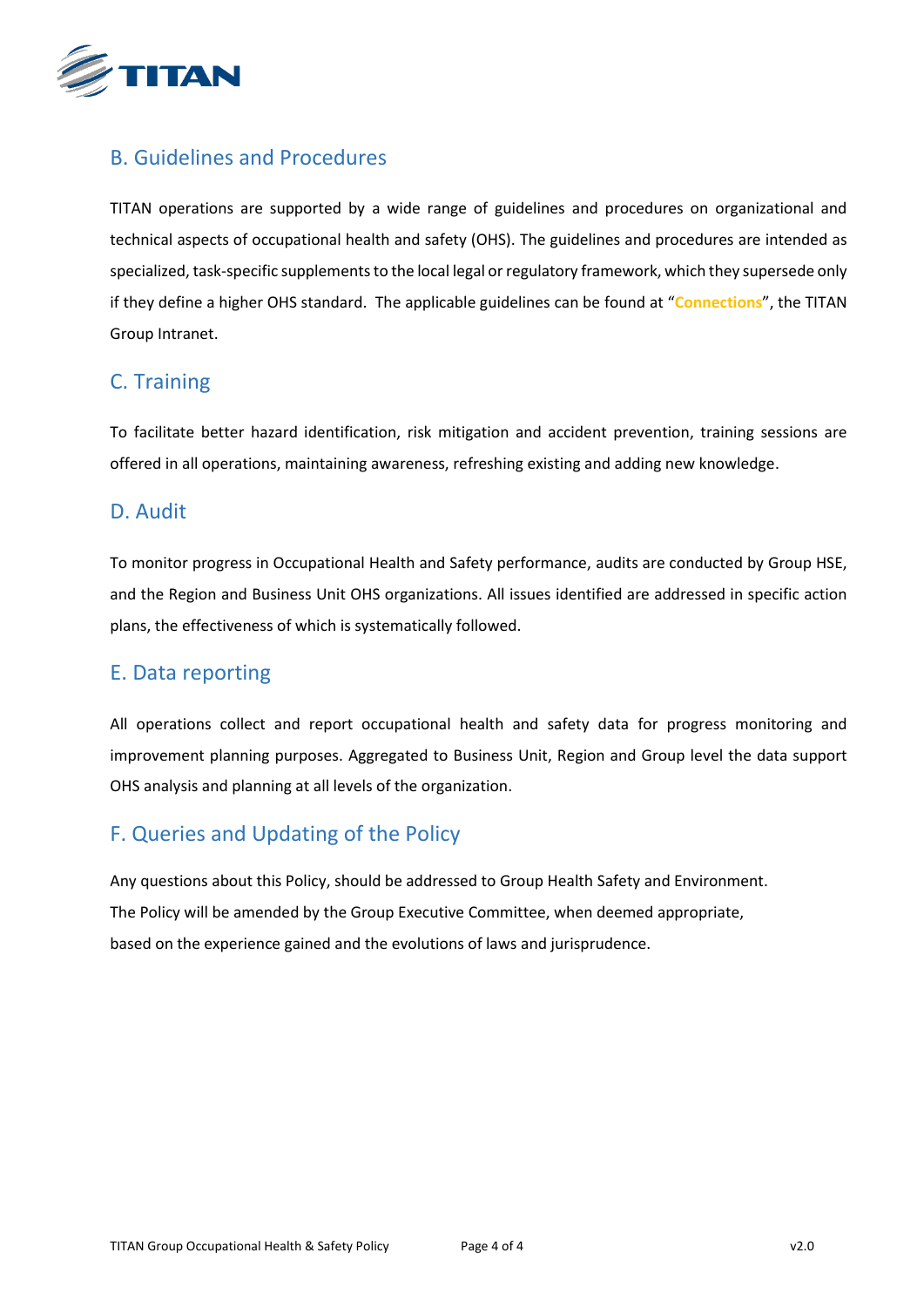## B. Guidelines and Procedures

TITAN operations are supported by a wide range of guidelines and procedures on organizational and technical aspects of occupational health and safety (OHS). The guidelines and procedures are intended as specialized, task-specific supplements to the local legal or regulatory framework, which they supersede only if they define a higher OHS standard. The applicable guidelines can be found at "**Connections**", the TITAN Group Intranet.

## C. Training

To facilitate better hazard identification, risk mitigation and accident prevention, training sessions are offered in all operations, maintaining awareness, refreshing existing and adding new knowledge.

## D. Audit

To monitor progress in Occupational Health and Safety performance, audits are conducted by Group HSE, and the Region and Business Unit OHS organizations. All issues identified are addressed in specific action plans, the effectiveness of which is systematically followed.

## E. Data reporting

All operations collect and report occupational health and safety data for progress monitoring and improvement planning purposes. Aggregated to Business Unit, Region and Group level the data support OHS analysis and planning at all levels of the organization.

## F. Queries and Updating of the Policy

Any questions about this Policy, should be addressed to Group Health Safety and Environment.
The Policy will be amended by the Group Executive Committee, when deemed appropriate,
based on the experience gained and the evolutions of laws and jurisprudence.